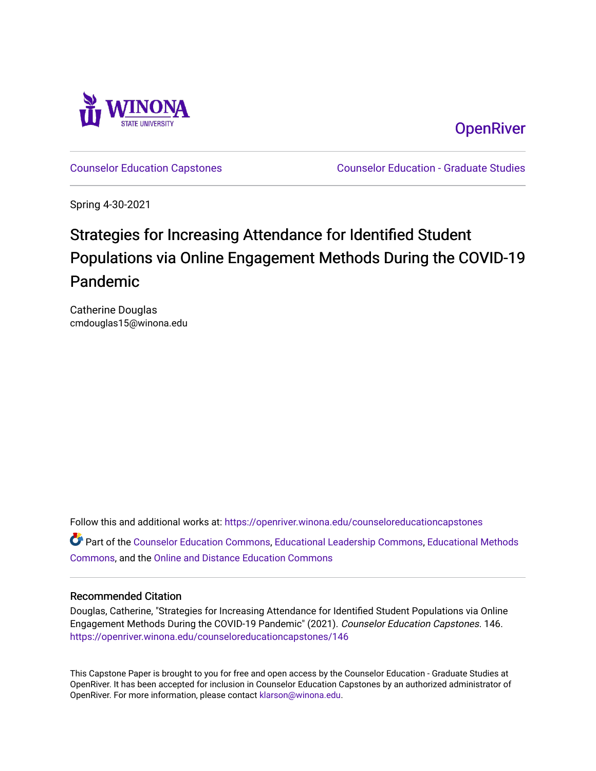Winona State University

OpenRiver

Counselor Education Capstones

Counselor Education - Graduate Studies

Spring 4-30-2021

# Strategies for Increasing Attendance for Identified Student Populations via Online Engagement Methods During the COVID-19 Pandemic

Catherine Douglas
cmdouglas15@winona.edu

Follow this and additional works at: https://openriver.winona.edu/counseloreducationcapstones

Part of the Counselor Education Commons, Educational Leadership Commons, Educational Methods Commons, and the Online and Distance Education Commons

## Recommended Citation

Douglas, Catherine, "Strategies for Increasing Attendance for Identified Student Populations via Online Engagement Methods During the COVID-19 Pandemic" (2021). *Counselor Education Capstones*. 146.
https://openriver.winona.edu/counseloreducationcapstones/146

This Capstone Paper is brought to you for free and open access by the Counselor Education - Graduate Studies at OpenRiver. It has been accepted for inclusion in Counselor Education Capstones by an authorized administrator of OpenRiver. For more information, please contact klarson@winona.edu.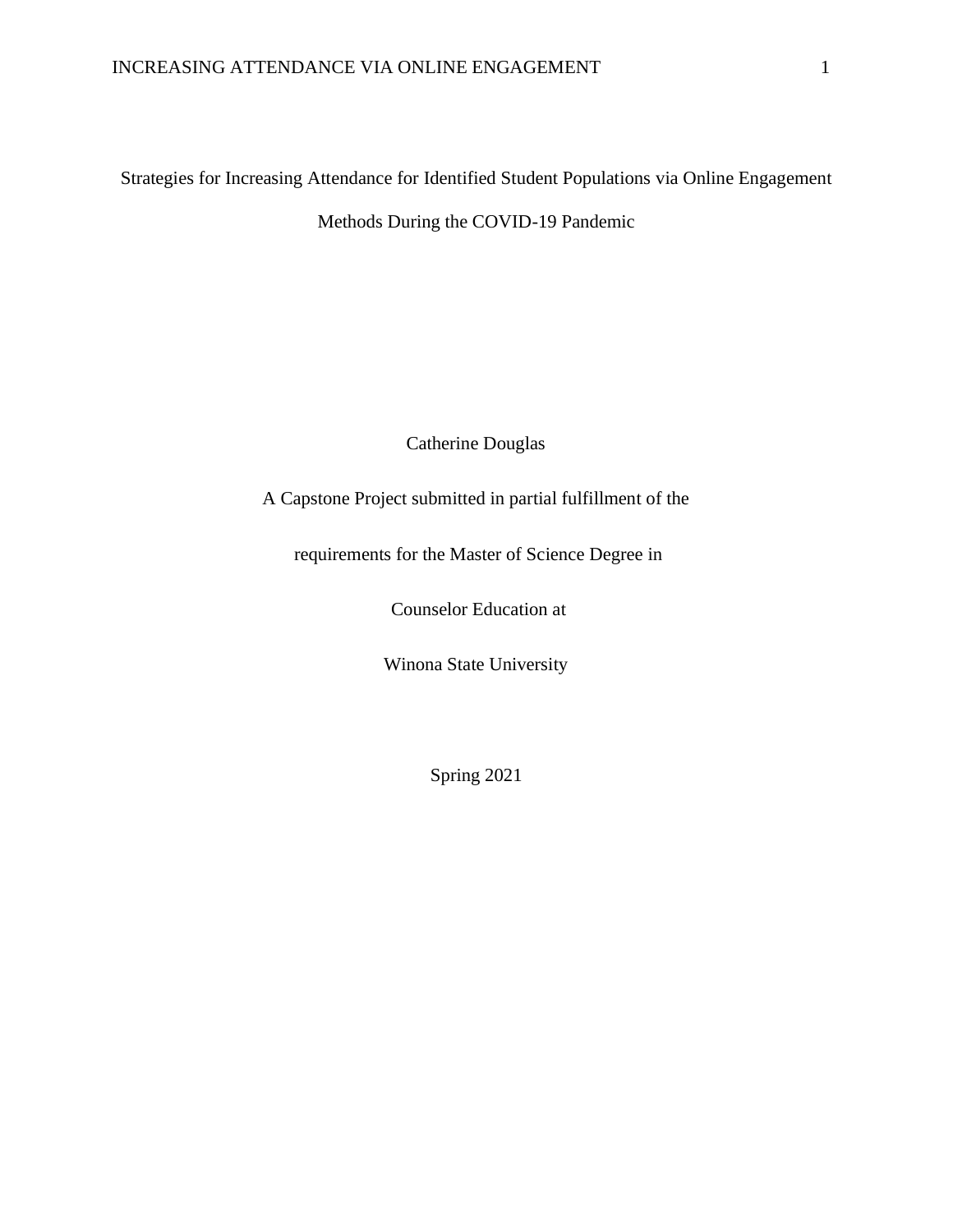Strategies for Increasing Attendance for Identified Student Populations via Online Engagement Methods During the COVID-19 Pandemic

Catherine Douglas

A Capstone Project submitted in partial fulfillment of the

requirements for the Master of Science Degree in

Counselor Education at

Winona State University

Spring 2021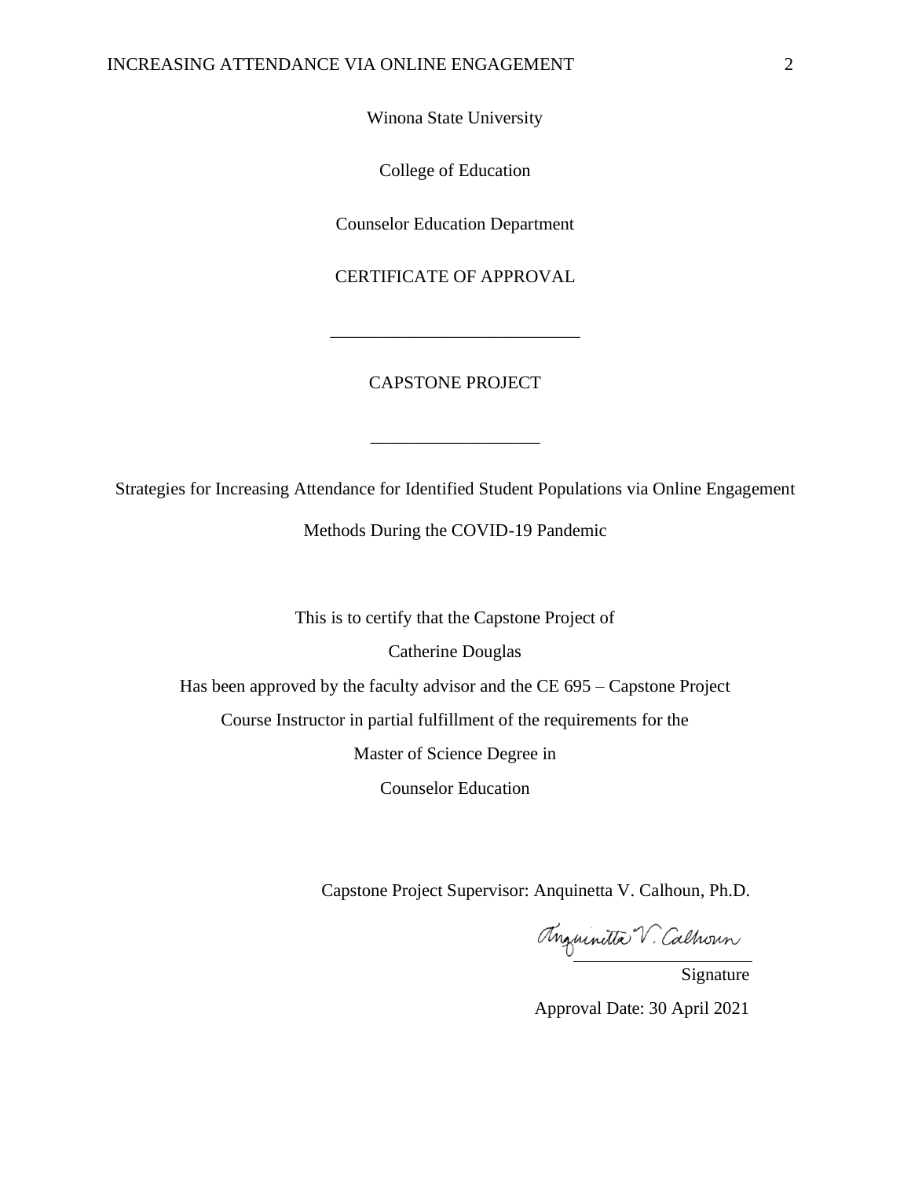Winona State University

College of Education

Counselor Education Department

CERTIFICATE OF APPROVAL

___________________________

CAPSTONE PROJECT

__________________

Strategies for Increasing Attendance for Identified Student Populations via Online Engagement Methods During the COVID-19 Pandemic

This is to certify that the Capstone Project of

Catherine Douglas

Has been approved by the faculty advisor and the CE 695 – Capstone Project

Course Instructor in partial fulfillment of the requirements for the

Master of Science Degree in

Counselor Education

Capstone Project Supervisor: Anquinetta V. Calhoun, Ph.D.

Anquinetta V. Calhoun

Signature

Approval Date: 30 April 2021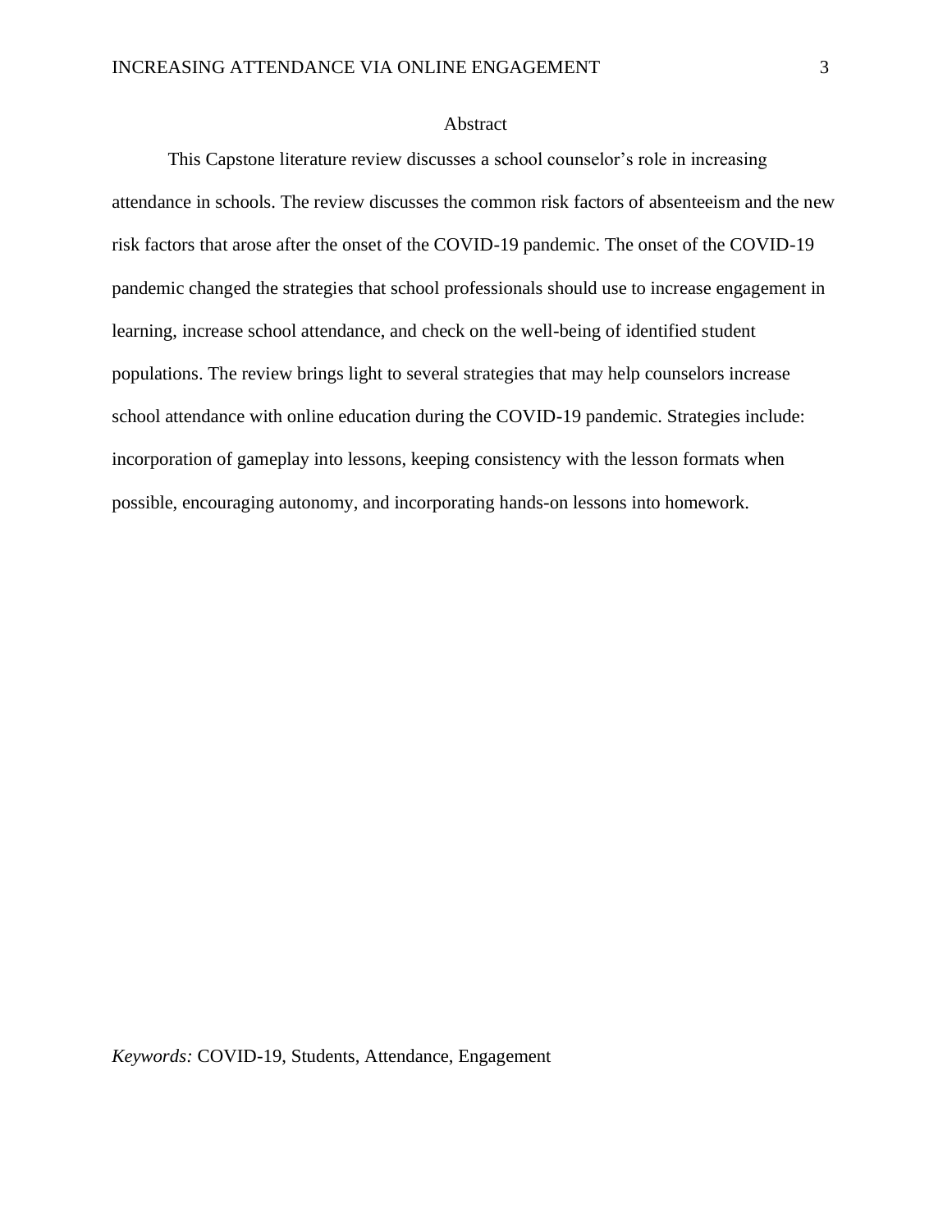# Abstract

This Capstone literature review discusses a school counselor's role in increasing attendance in schools. The review discusses the common risk factors of absenteeism and the new risk factors that arose after the onset of the COVID-19 pandemic. The onset of the COVID-19 pandemic changed the strategies that school professionals should use to increase engagement in learning, increase school attendance, and check on the well-being of identified student populations. The review brings light to several strategies that may help counselors increase school attendance with online education during the COVID-19 pandemic. Strategies include: incorporation of gameplay into lessons, keeping consistency with the lesson formats when possible, encouraging autonomy, and incorporating hands-on lessons into homework.

*Keywords:* COVID-19, Students, Attendance, Engagement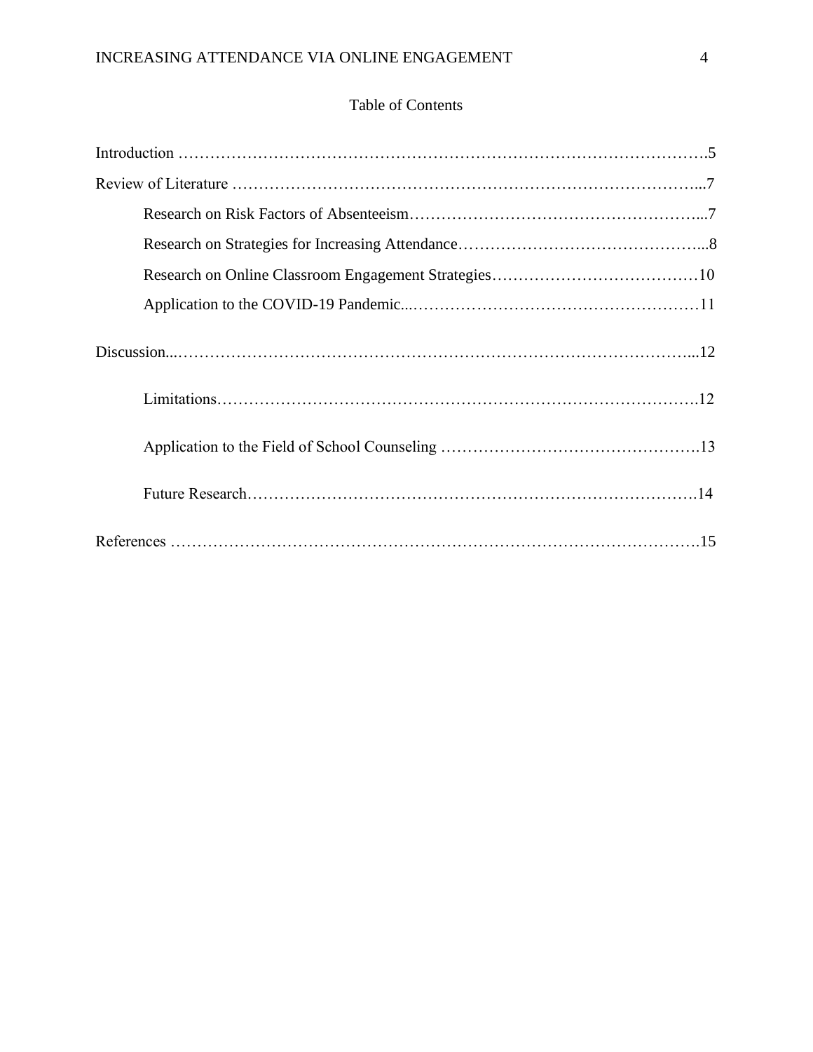# Table of Contents

Introduction ……………………………………………………………………………………….5

Review of Literature ……………………………………………………………………………...7

Research on Risk Factors of Absenteeism………………………………………………...7

Research on Strategies for Increasing Attendance………………………………………...8

Research on Online Classroom Engagement Strategies…………………………………10

Application to the COVID-19 Pandemic...………………………………………………11

Discussion...…………………………………………………………………………………...12

Limitations……………………………………………………………………………….12

Application to the Field of School Counseling ………………………………………….13

Future Research………………………………………………………………………….14

References ……………………………………………………………………………………….15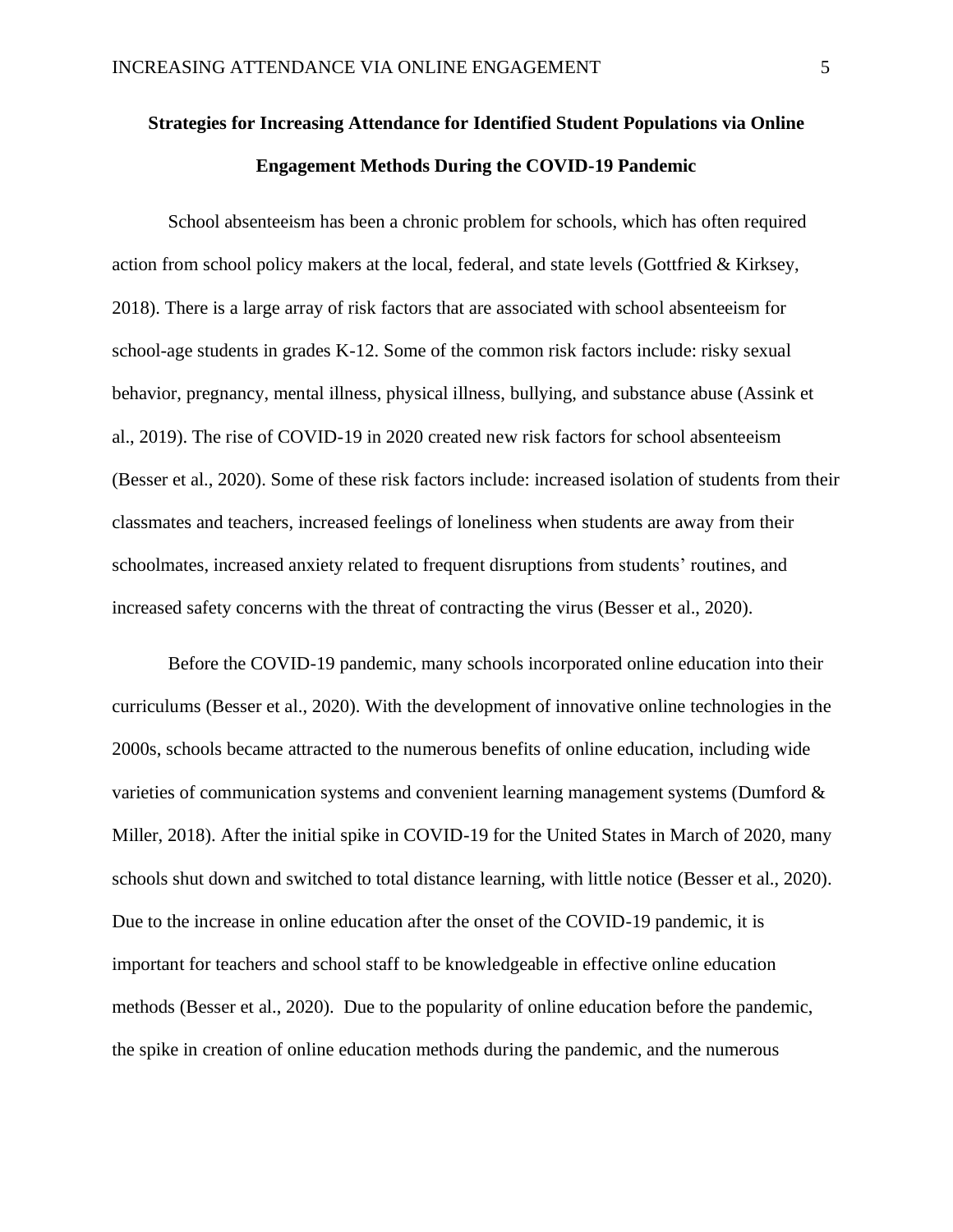# Strategies for Increasing Attendance for Identified Student Populations via Online Engagement Methods During the COVID-19 Pandemic

School absenteeism has been a chronic problem for schools, which has often required action from school policy makers at the local, federal, and state levels (Gottfried & Kirksey, 2018). There is a large array of risk factors that are associated with school absenteeism for school-age students in grades K-12. Some of the common risk factors include: risky sexual behavior, pregnancy, mental illness, physical illness, bullying, and substance abuse (Assink et al., 2019). The rise of COVID-19 in 2020 created new risk factors for school absenteeism (Besser et al., 2020). Some of these risk factors include: increased isolation of students from their classmates and teachers, increased feelings of loneliness when students are away from their schoolmates, increased anxiety related to frequent disruptions from students' routines, and increased safety concerns with the threat of contracting the virus (Besser et al., 2020).

Before the COVID-19 pandemic, many schools incorporated online education into their curriculums (Besser et al., 2020). With the development of innovative online technologies in the 2000s, schools became attracted to the numerous benefits of online education, including wide varieties of communication systems and convenient learning management systems (Dumford & Miller, 2018). After the initial spike in COVID-19 for the United States in March of 2020, many schools shut down and switched to total distance learning, with little notice (Besser et al., 2020). Due to the increase in online education after the onset of the COVID-19 pandemic, it is important for teachers and school staff to be knowledgeable in effective online education methods (Besser et al., 2020). Due to the popularity of online education before the pandemic, the spike in creation of online education methods during the pandemic, and the numerous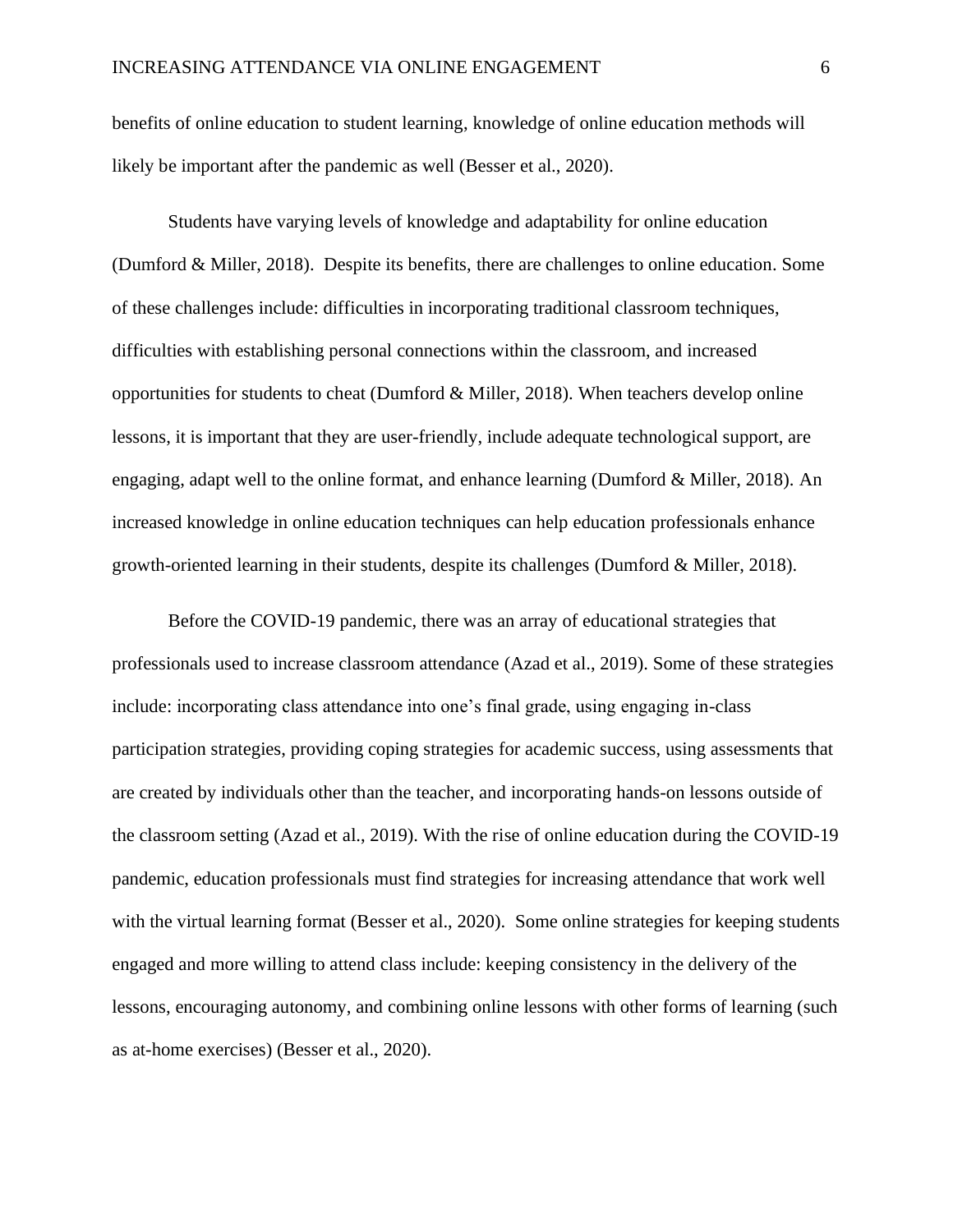benefits of online education to student learning, knowledge of online education methods will likely be important after the pandemic as well (Besser et al., 2020).

Students have varying levels of knowledge and adaptability for online education (Dumford & Miller, 2018). Despite its benefits, there are challenges to online education. Some of these challenges include: difficulties in incorporating traditional classroom techniques, difficulties with establishing personal connections within the classroom, and increased opportunities for students to cheat (Dumford & Miller, 2018). When teachers develop online lessons, it is important that they are user-friendly, include adequate technological support, are engaging, adapt well to the online format, and enhance learning (Dumford & Miller, 2018). An increased knowledge in online education techniques can help education professionals enhance growth-oriented learning in their students, despite its challenges (Dumford & Miller, 2018).

Before the COVID-19 pandemic, there was an array of educational strategies that professionals used to increase classroom attendance (Azad et al., 2019). Some of these strategies include: incorporating class attendance into one's final grade, using engaging in-class participation strategies, providing coping strategies for academic success, using assessments that are created by individuals other than the teacher, and incorporating hands-on lessons outside of the classroom setting (Azad et al., 2019). With the rise of online education during the COVID-19 pandemic, education professionals must find strategies for increasing attendance that work well with the virtual learning format (Besser et al., 2020). Some online strategies for keeping students engaged and more willing to attend class include: keeping consistency in the delivery of the lessons, encouraging autonomy, and combining online lessons with other forms of learning (such as at-home exercises) (Besser et al., 2020).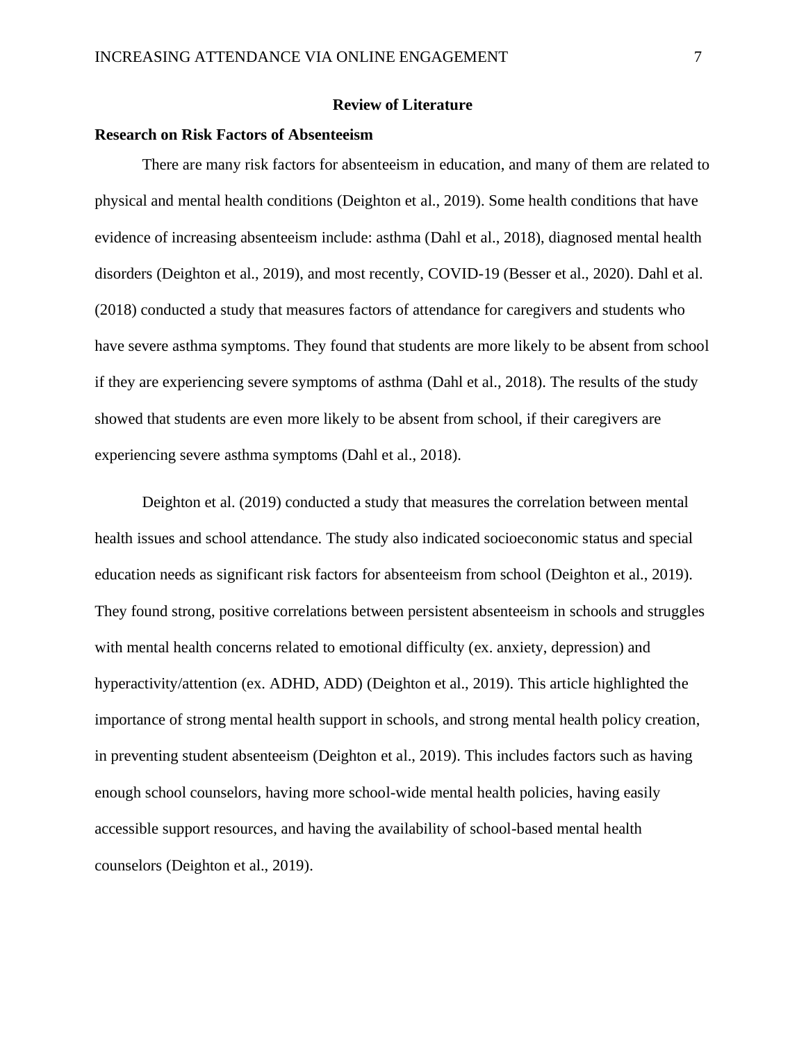## Review of Literature

### Research on Risk Factors of Absenteeism

There are many risk factors for absenteeism in education, and many of them are related to physical and mental health conditions (Deighton et al., 2019). Some health conditions that have evidence of increasing absenteeism include: asthma (Dahl et al., 2018), diagnosed mental health disorders (Deighton et al., 2019), and most recently, COVID-19 (Besser et al., 2020). Dahl et al. (2018) conducted a study that measures factors of attendance for caregivers and students who have severe asthma symptoms. They found that students are more likely to be absent from school if they are experiencing severe symptoms of asthma (Dahl et al., 2018). The results of the study showed that students are even more likely to be absent from school, if their caregivers are experiencing severe asthma symptoms (Dahl et al., 2018).

Deighton et al. (2019) conducted a study that measures the correlation between mental health issues and school attendance. The study also indicated socioeconomic status and special education needs as significant risk factors for absenteeism from school (Deighton et al., 2019). They found strong, positive correlations between persistent absenteeism in schools and struggles with mental health concerns related to emotional difficulty (ex. anxiety, depression) and hyperactivity/attention (ex. ADHD, ADD) (Deighton et al., 2019). This article highlighted the importance of strong mental health support in schools, and strong mental health policy creation, in preventing student absenteeism (Deighton et al., 2019). This includes factors such as having enough school counselors, having more school-wide mental health policies, having easily accessible support resources, and having the availability of school-based mental health counselors (Deighton et al., 2019).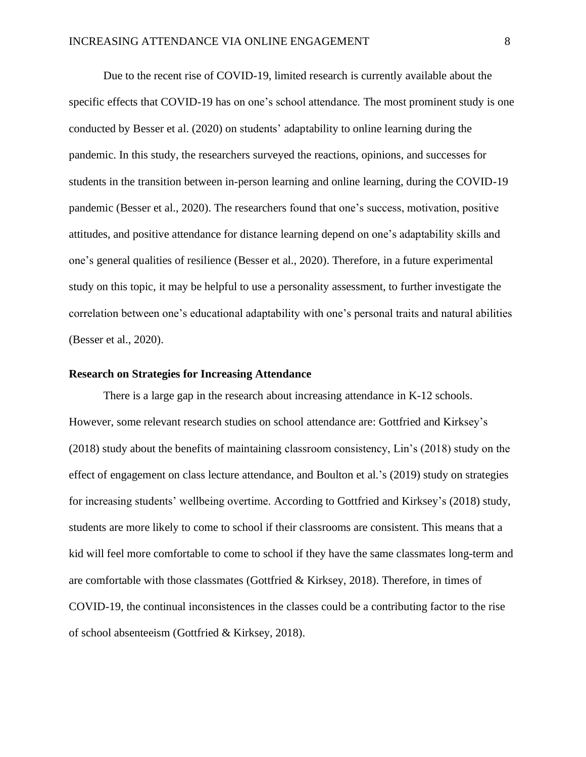Due to the recent rise of COVID-19, limited research is currently available about the specific effects that COVID-19 has on one's school attendance. The most prominent study is one conducted by Besser et al. (2020) on students' adaptability to online learning during the pandemic. In this study, the researchers surveyed the reactions, opinions, and successes for students in the transition between in-person learning and online learning, during the COVID-19 pandemic (Besser et al., 2020). The researchers found that one's success, motivation, positive attitudes, and positive attendance for distance learning depend on one's adaptability skills and one's general qualities of resilience (Besser et al., 2020). Therefore, in a future experimental study on this topic, it may be helpful to use a personality assessment, to further investigate the correlation between one's educational adaptability with one's personal traits and natural abilities (Besser et al., 2020).

### Research on Strategies for Increasing Attendance

There is a large gap in the research about increasing attendance in K-12 schools. However, some relevant research studies on school attendance are: Gottfried and Kirksey's (2018) study about the benefits of maintaining classroom consistency, Lin's (2018) study on the effect of engagement on class lecture attendance, and Boulton et al.'s (2019) study on strategies for increasing students' wellbeing overtime. According to Gottfried and Kirksey's (2018) study, students are more likely to come to school if their classrooms are consistent. This means that a kid will feel more comfortable to come to school if they have the same classmates long-term and are comfortable with those classmates (Gottfried & Kirksey, 2018). Therefore, in times of COVID-19, the continual inconsistences in the classes could be a contributing factor to the rise of school absenteeism (Gottfried & Kirksey, 2018).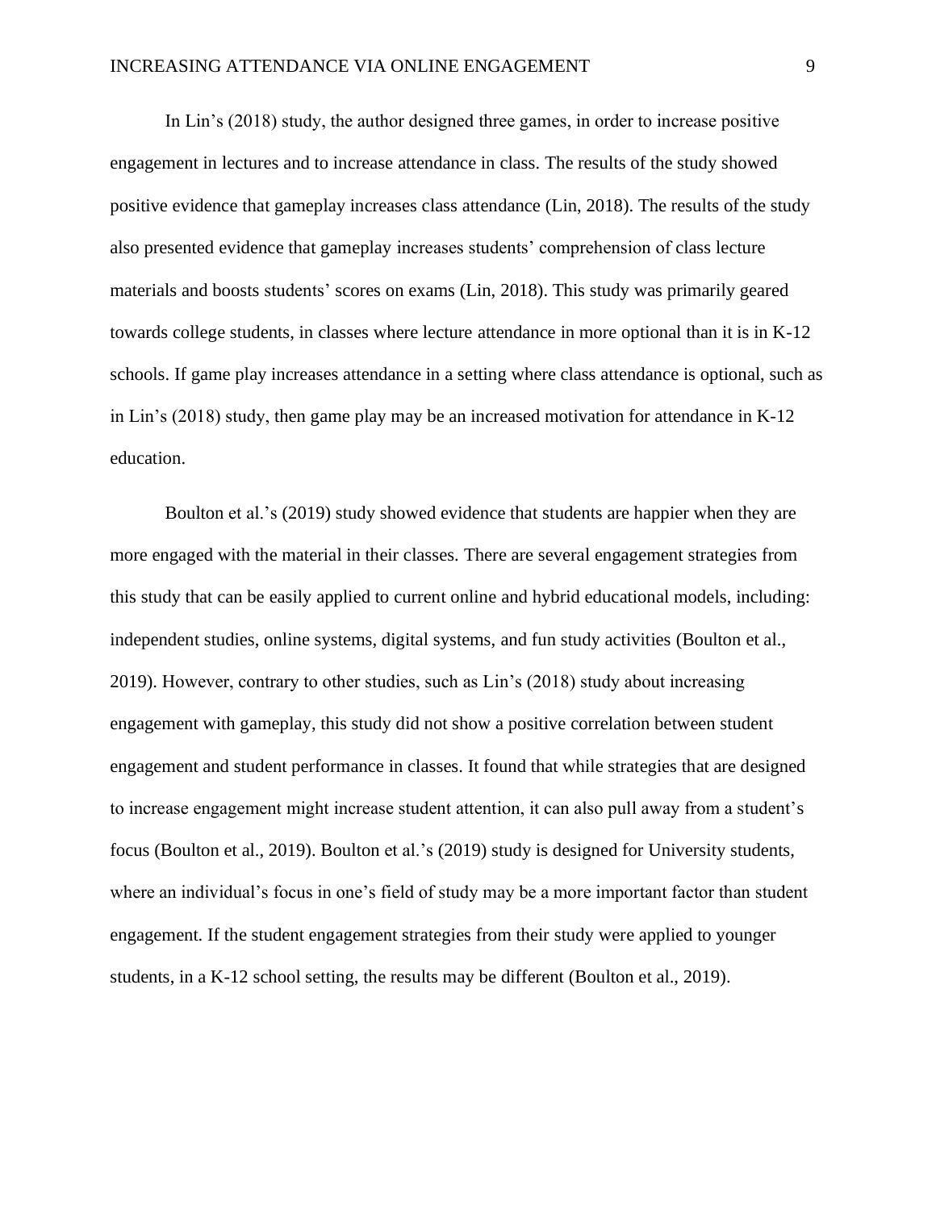In Lin’s (2018) study, the author designed three games, in order to increase positive engagement in lectures and to increase attendance in class. The results of the study showed positive evidence that gameplay increases class attendance (Lin, 2018). The results of the study also presented evidence that gameplay increases students’ comprehension of class lecture materials and boosts students’ scores on exams (Lin, 2018). This study was primarily geared towards college students, in classes where lecture attendance in more optional than it is in K-12 schools. If game play increases attendance in a setting where class attendance is optional, such as in Lin’s (2018) study, then game play may be an increased motivation for attendance in K-12 education.

Boulton et al.’s (2019) study showed evidence that students are happier when they are more engaged with the material in their classes. There are several engagement strategies from this study that can be easily applied to current online and hybrid educational models, including: independent studies, online systems, digital systems, and fun study activities (Boulton et al., 2019). However, contrary to other studies, such as Lin’s (2018) study about increasing engagement with gameplay, this study did not show a positive correlation between student engagement and student performance in classes. It found that while strategies that are designed to increase engagement might increase student attention, it can also pull away from a student’s focus (Boulton et al., 2019). Boulton et al.’s (2019) study is designed for University students, where an individual’s focus in one’s field of study may be a more important factor than student engagement. If the student engagement strategies from their study were applied to younger students, in a K-12 school setting, the results may be different (Boulton et al., 2019).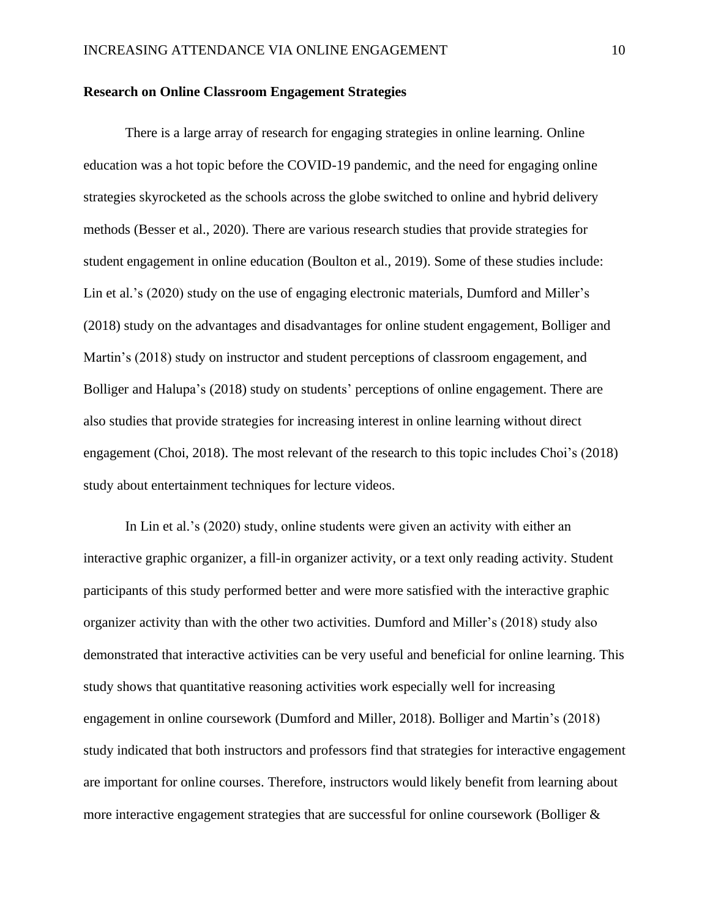**Research on Online Classroom Engagement Strategies**

There is a large array of research for engaging strategies in online learning. Online education was a hot topic before the COVID-19 pandemic, and the need for engaging online strategies skyrocketed as the schools across the globe switched to online and hybrid delivery methods (Besser et al., 2020). There are various research studies that provide strategies for student engagement in online education (Boulton et al., 2019). Some of these studies include: Lin et al.'s (2020) study on the use of engaging electronic materials, Dumford and Miller's (2018) study on the advantages and disadvantages for online student engagement, Bolliger and Martin's (2018) study on instructor and student perceptions of classroom engagement, and Bolliger and Halupa's (2018) study on students' perceptions of online engagement. There are also studies that provide strategies for increasing interest in online learning without direct engagement (Choi, 2018). The most relevant of the research to this topic includes Choi's (2018) study about entertainment techniques for lecture videos.

In Lin et al.'s (2020) study, online students were given an activity with either an interactive graphic organizer, a fill-in organizer activity, or a text only reading activity. Student participants of this study performed better and were more satisfied with the interactive graphic organizer activity than with the other two activities. Dumford and Miller's (2018) study also demonstrated that interactive activities can be very useful and beneficial for online learning. This study shows that quantitative reasoning activities work especially well for increasing engagement in online coursework (Dumford and Miller, 2018). Bolliger and Martin's (2018) study indicated that both instructors and professors find that strategies for interactive engagement are important for online courses. Therefore, instructors would likely benefit from learning about more interactive engagement strategies that are successful for online coursework (Bolliger &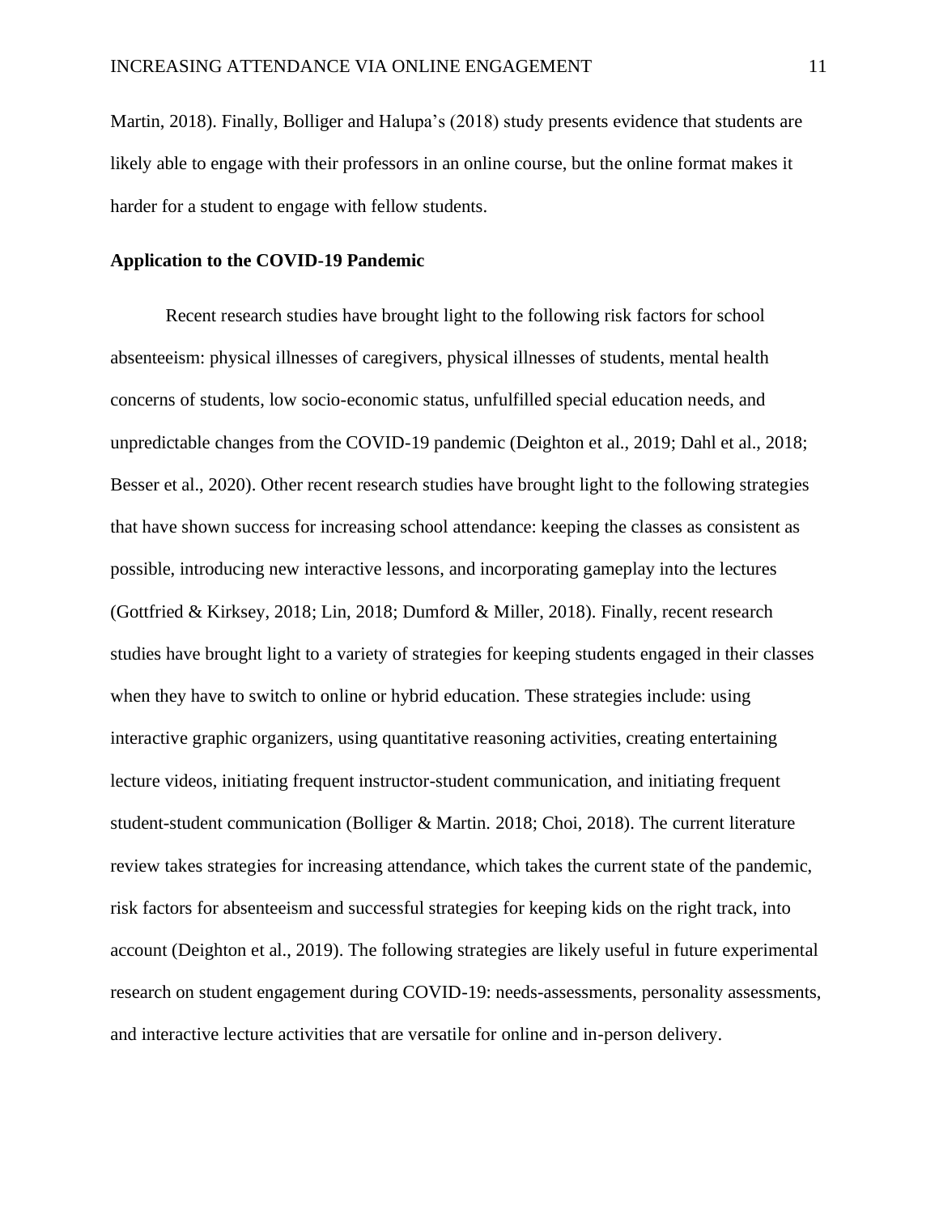Martin, 2018). Finally, Bolliger and Halupa's (2018) study presents evidence that students are likely able to engage with their professors in an online course, but the online format makes it harder for a student to engage with fellow students.

## Application to the COVID-19 Pandemic

Recent research studies have brought light to the following risk factors for school absenteeism: physical illnesses of caregivers, physical illnesses of students, mental health concerns of students, low socio-economic status, unfulfilled special education needs, and unpredictable changes from the COVID-19 pandemic (Deighton et al., 2019; Dahl et al., 2018; Besser et al., 2020). Other recent research studies have brought light to the following strategies that have shown success for increasing school attendance: keeping the classes as consistent as possible, introducing new interactive lessons, and incorporating gameplay into the lectures (Gottfried & Kirksey, 2018; Lin, 2018; Dumford & Miller, 2018). Finally, recent research studies have brought light to a variety of strategies for keeping students engaged in their classes when they have to switch to online or hybrid education. These strategies include: using interactive graphic organizers, using quantitative reasoning activities, creating entertaining lecture videos, initiating frequent instructor-student communication, and initiating frequent student-student communication (Bolliger & Martin. 2018; Choi, 2018). The current literature review takes strategies for increasing attendance, which takes the current state of the pandemic, risk factors for absenteeism and successful strategies for keeping kids on the right track, into account (Deighton et al., 2019). The following strategies are likely useful in future experimental research on student engagement during COVID-19: needs-assessments, personality assessments, and interactive lecture activities that are versatile for online and in-person delivery.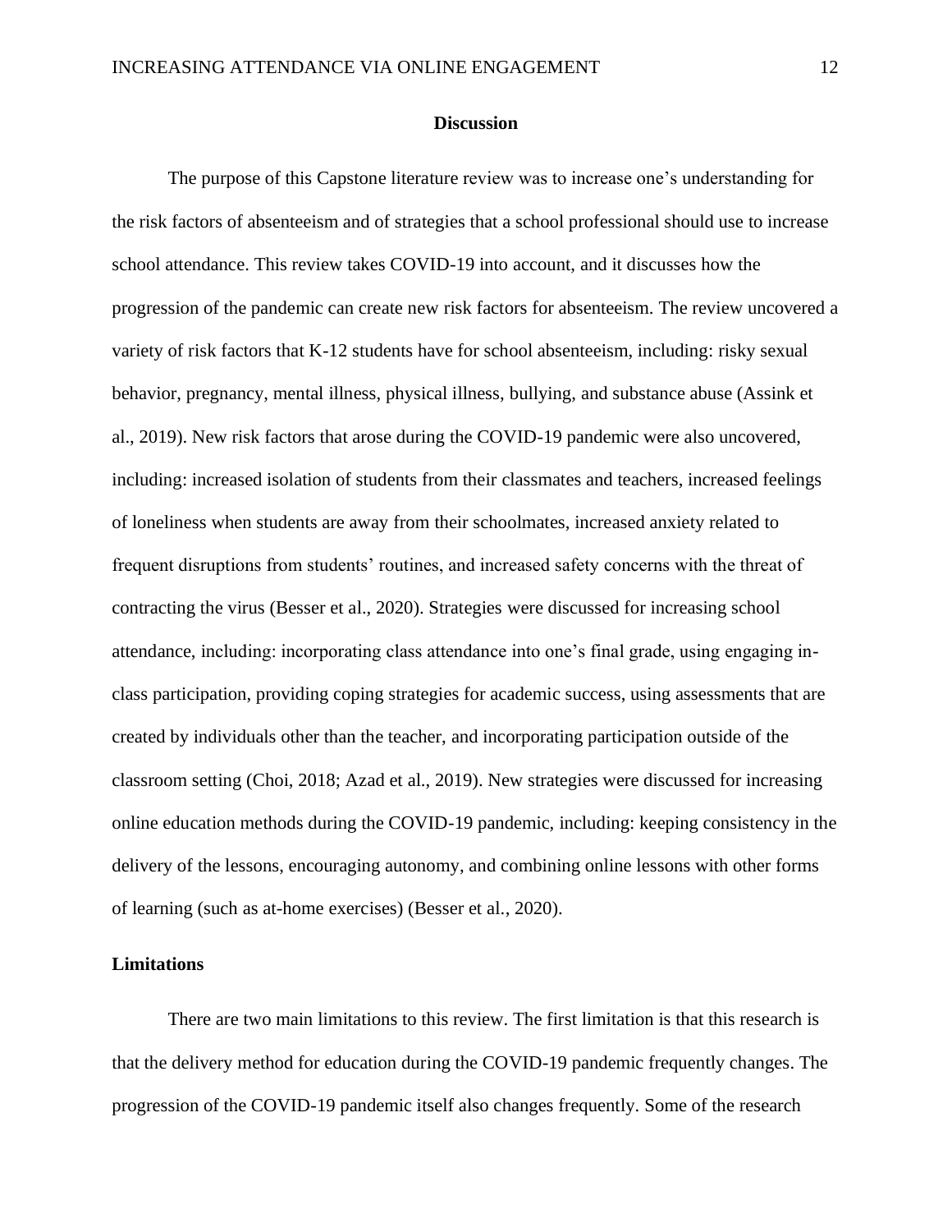## Discussion

The purpose of this Capstone literature review was to increase one's understanding for the risk factors of absenteeism and of strategies that a school professional should use to increase school attendance. This review takes COVID-19 into account, and it discusses how the progression of the pandemic can create new risk factors for absenteeism. The review uncovered a variety of risk factors that K-12 students have for school absenteeism, including: risky sexual behavior, pregnancy, mental illness, physical illness, bullying, and substance abuse (Assink et al., 2019). New risk factors that arose during the COVID-19 pandemic were also uncovered, including: increased isolation of students from their classmates and teachers, increased feelings of loneliness when students are away from their schoolmates, increased anxiety related to frequent disruptions from students' routines, and increased safety concerns with the threat of contracting the virus (Besser et al., 2020). Strategies were discussed for increasing school attendance, including: incorporating class attendance into one's final grade, using engaging in-class participation, providing coping strategies for academic success, using assessments that are created by individuals other than the teacher, and incorporating participation outside of the classroom setting (Choi, 2018; Azad et al., 2019). New strategies were discussed for increasing online education methods during the COVID-19 pandemic, including: keeping consistency in the delivery of the lessons, encouraging autonomy, and combining online lessons with other forms of learning (such as at-home exercises) (Besser et al., 2020).

### Limitations

There are two main limitations to this review. The first limitation is that this research is that the delivery method for education during the COVID-19 pandemic frequently changes. The progression of the COVID-19 pandemic itself also changes frequently. Some of the research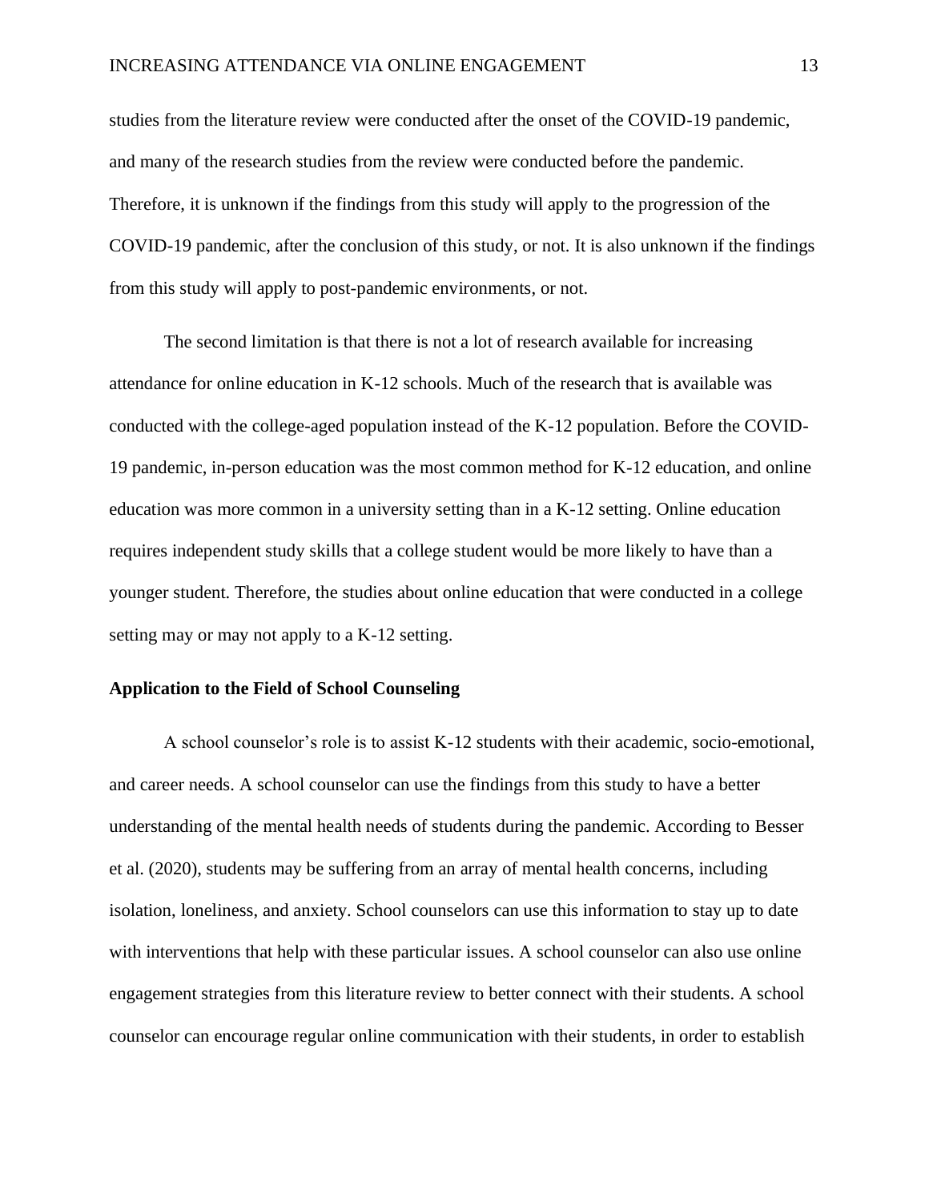studies from the literature review were conducted after the onset of the COVID-19 pandemic, and many of the research studies from the review were conducted before the pandemic. Therefore, it is unknown if the findings from this study will apply to the progression of the COVID-19 pandemic, after the conclusion of this study, or not. It is also unknown if the findings from this study will apply to post-pandemic environments, or not.

The second limitation is that there is not a lot of research available for increasing attendance for online education in K-12 schools. Much of the research that is available was conducted with the college-aged population instead of the K-12 population. Before the COVID-19 pandemic, in-person education was the most common method for K-12 education, and online education was more common in a university setting than in a K-12 setting. Online education requires independent study skills that a college student would be more likely to have than a younger student. Therefore, the studies about online education that were conducted in a college setting may or may not apply to a K-12 setting.

**Application to the Field of School Counseling**

A school counselor's role is to assist K-12 students with their academic, socio-emotional, and career needs. A school counselor can use the findings from this study to have a better understanding of the mental health needs of students during the pandemic. According to Besser et al. (2020), students may be suffering from an array of mental health concerns, including isolation, loneliness, and anxiety. School counselors can use this information to stay up to date with interventions that help with these particular issues. A school counselor can also use online engagement strategies from this literature review to better connect with their students. A school counselor can encourage regular online communication with their students, in order to establish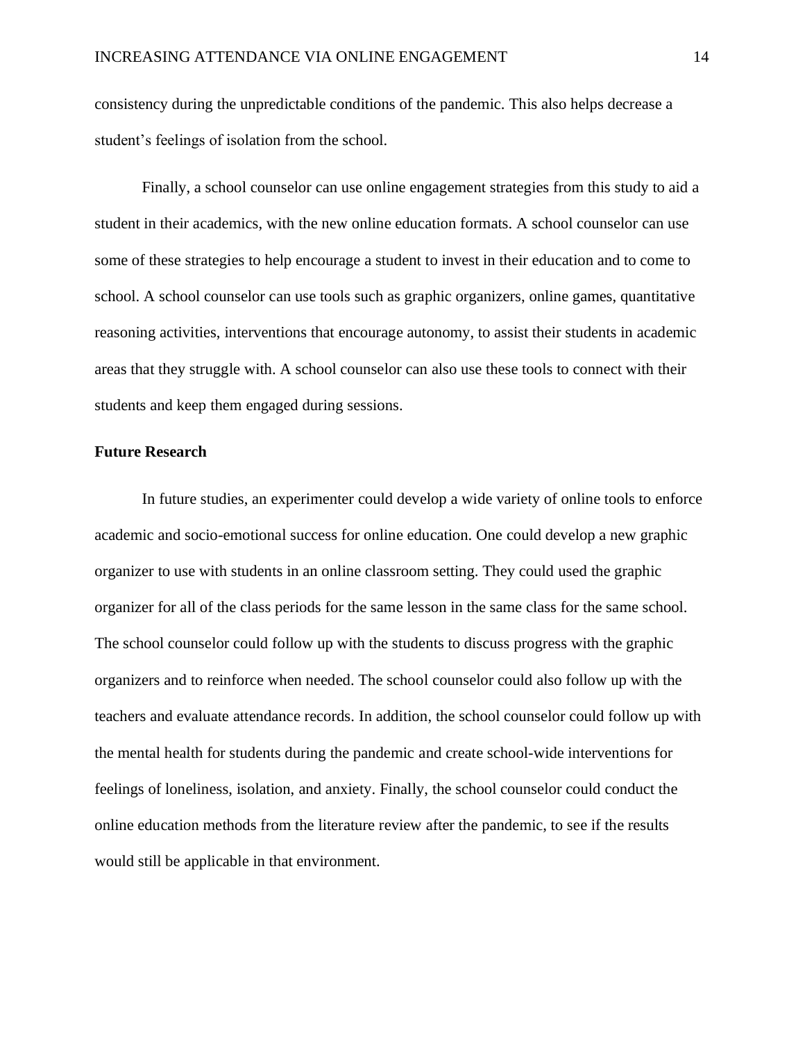consistency during the unpredictable conditions of the pandemic. This also helps decrease a student's feelings of isolation from the school.

Finally, a school counselor can use online engagement strategies from this study to aid a student in their academics, with the new online education formats. A school counselor can use some of these strategies to help encourage a student to invest in their education and to come to school. A school counselor can use tools such as graphic organizers, online games, quantitative reasoning activities, interventions that encourage autonomy, to assist their students in academic areas that they struggle with. A school counselor can also use these tools to connect with their students and keep them engaged during sessions.

## Future Research

In future studies, an experimenter could develop a wide variety of online tools to enforce academic and socio-emotional success for online education. One could develop a new graphic organizer to use with students in an online classroom setting. They could used the graphic organizer for all of the class periods for the same lesson in the same class for the same school. The school counselor could follow up with the students to discuss progress with the graphic organizers and to reinforce when needed. The school counselor could also follow up with the teachers and evaluate attendance records. In addition, the school counselor could follow up with the mental health for students during the pandemic and create school-wide interventions for feelings of loneliness, isolation, and anxiety. Finally, the school counselor could conduct the online education methods from the literature review after the pandemic, to see if the results would still be applicable in that environment.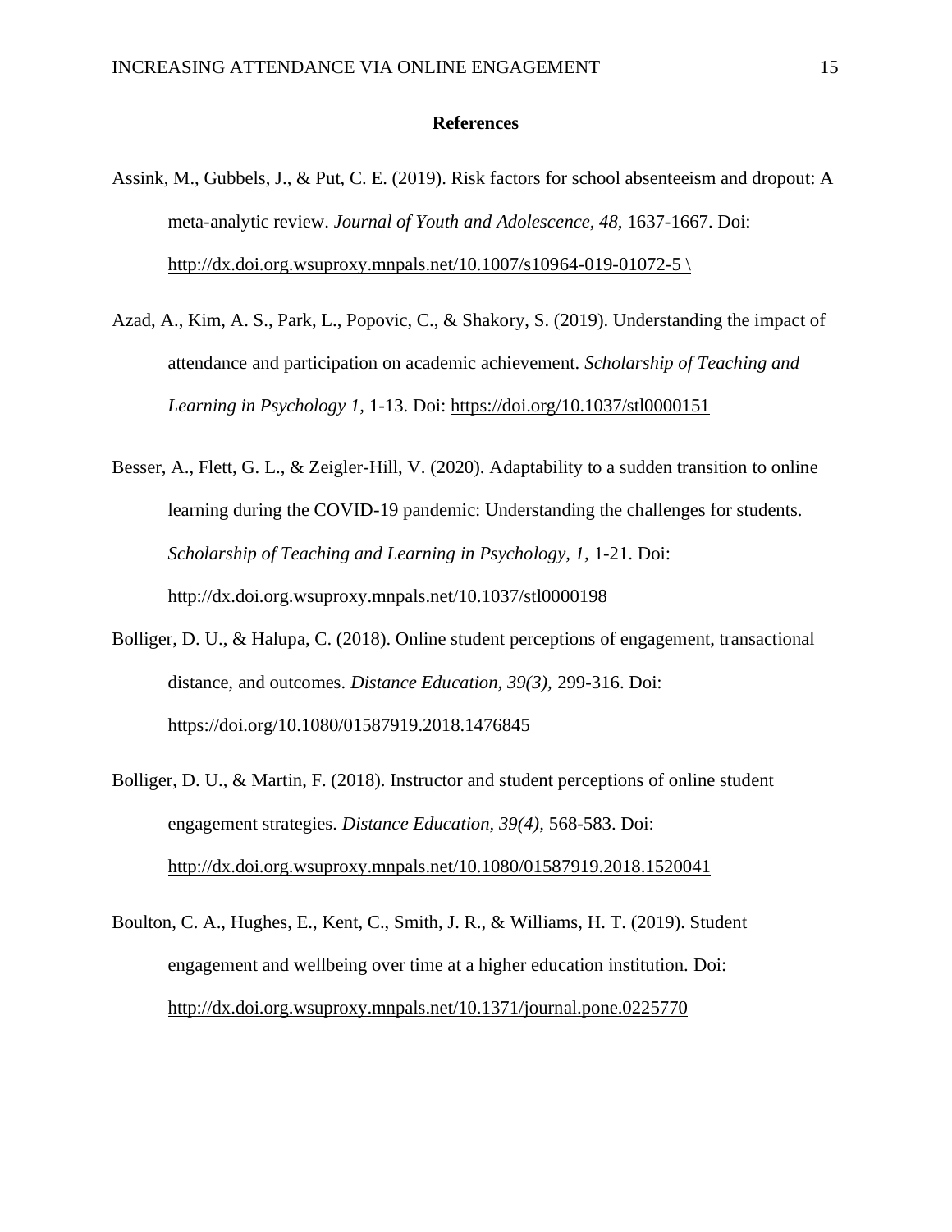## References

Assink, M., Gubbels, J., & Put, C. E. (2019). Risk factors for school absenteeism and dropout: A meta-analytic review. *Journal of Youth and Adolescence, 48,* 1637-1667. Doi: http://dx.doi.org.wsuproxy.mnpals.net/10.1007/s10964-019-01072-5 \

Azad, A., Kim, A. S., Park, L., Popovic, C., & Shakory, S. (2019). Understanding the impact of attendance and participation on academic achievement. *Scholarship of Teaching and Learning in Psychology 1,* 1-13. Doi: https://doi.org/10.1037/stl0000151

Besser, A., Flett, G. L., & Zeigler-Hill, V. (2020). Adaptability to a sudden transition to online learning during the COVID-19 pandemic: Understanding the challenges for students. *Scholarship of Teaching and Learning in Psychology, 1,* 1-21. Doi: http://dx.doi.org.wsuproxy.mnpals.net/10.1037/stl0000198

Bolliger, D. U., & Halupa, C. (2018). Online student perceptions of engagement, transactional distance, and outcomes. *Distance Education, 39(3),* 299-316. Doi: https://doi.org/10.1080/01587919.2018.1476845

Bolliger, D. U., & Martin, F. (2018). Instructor and student perceptions of online student engagement strategies. *Distance Education, 39(4),* 568-583. Doi: http://dx.doi.org.wsuproxy.mnpals.net/10.1080/01587919.2018.1520041

Boulton, C. A., Hughes, E., Kent, C., Smith, J. R., & Williams, H. T. (2019). Student engagement and wellbeing over time at a higher education institution. Doi: http://dx.doi.org.wsuproxy.mnpals.net/10.1371/journal.pone.0225770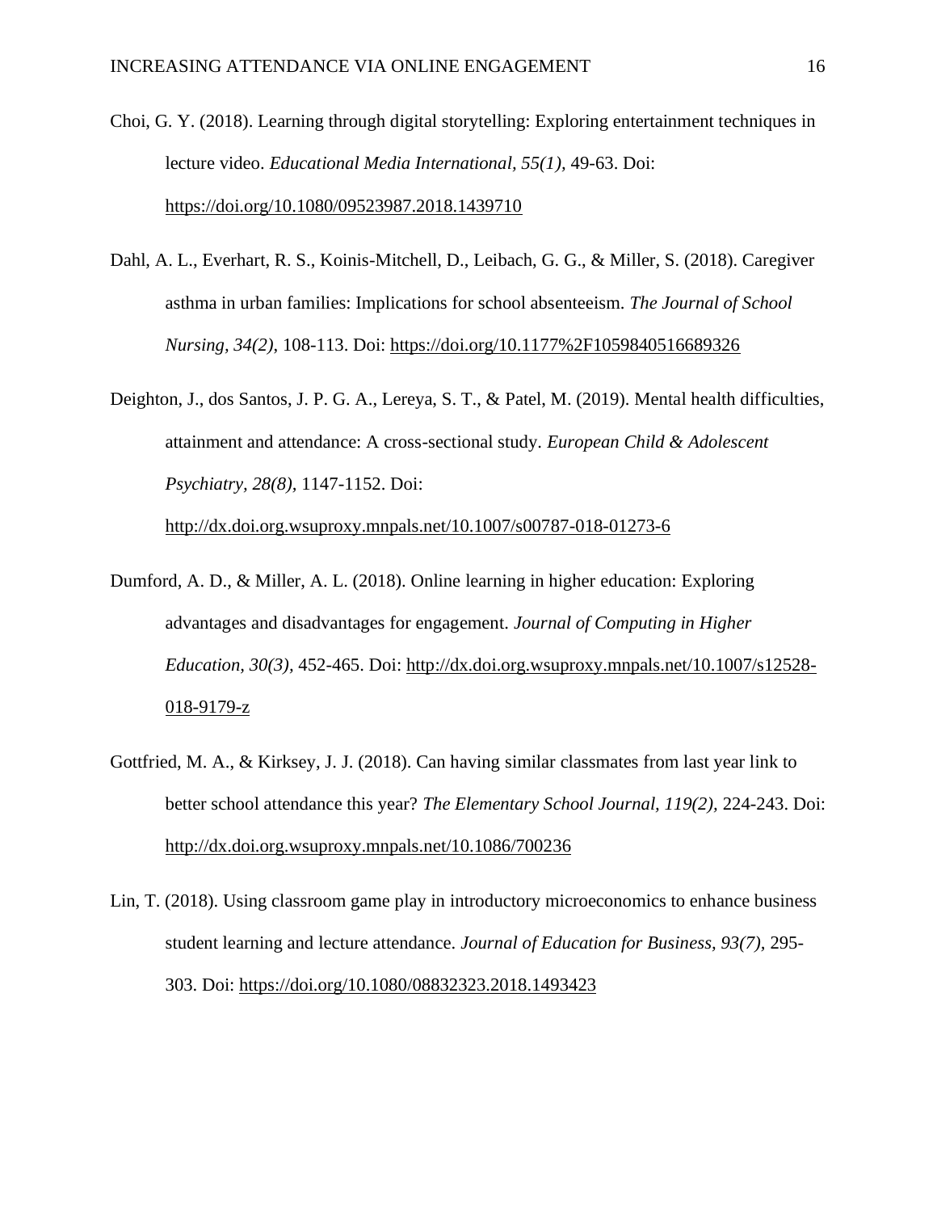Choi, G. Y. (2018). Learning through digital storytelling: Exploring entertainment techniques in lecture video. *Educational Media International, 55(1),* 49-63. Doi: https://doi.org/10.1080/09523987.2018.1439710

Dahl, A. L., Everhart, R. S., Koinis-Mitchell, D., Leibach, G. G., & Miller, S. (2018). Caregiver asthma in urban families: Implications for school absenteeism. *The Journal of School Nursing, 34(2),* 108-113. Doi: https://doi.org/10.1177%2F1059840516689326

Deighton, J., dos Santos, J. P. G. A., Lereya, S. T., & Patel, M. (2019). Mental health difficulties, attainment and attendance: A cross-sectional study. *European Child & Adolescent Psychiatry, 28(8),* 1147-1152. Doi: http://dx.doi.org.wsuproxy.mnpals.net/10.1007/s00787-018-01273-6

Dumford, A. D., & Miller, A. L. (2018). Online learning in higher education: Exploring advantages and disadvantages for engagement. *Journal of Computing in Higher Education, 30(3),* 452-465. Doi: http://dx.doi.org.wsuproxy.mnpals.net/10.1007/s12528-018-9179-z

Gottfried, M. A., & Kirksey, J. J. (2018). Can having similar classmates from last year link to better school attendance this year? *The Elementary School Journal, 119(2),* 224-243. Doi: http://dx.doi.org.wsuproxy.mnpals.net/10.1086/700236

Lin, T. (2018). Using classroom game play in introductory microeconomics to enhance business student learning and lecture attendance. *Journal of Education for Business, 93(7),* 295-303. Doi: https://doi.org/10.1080/08832323.2018.1493423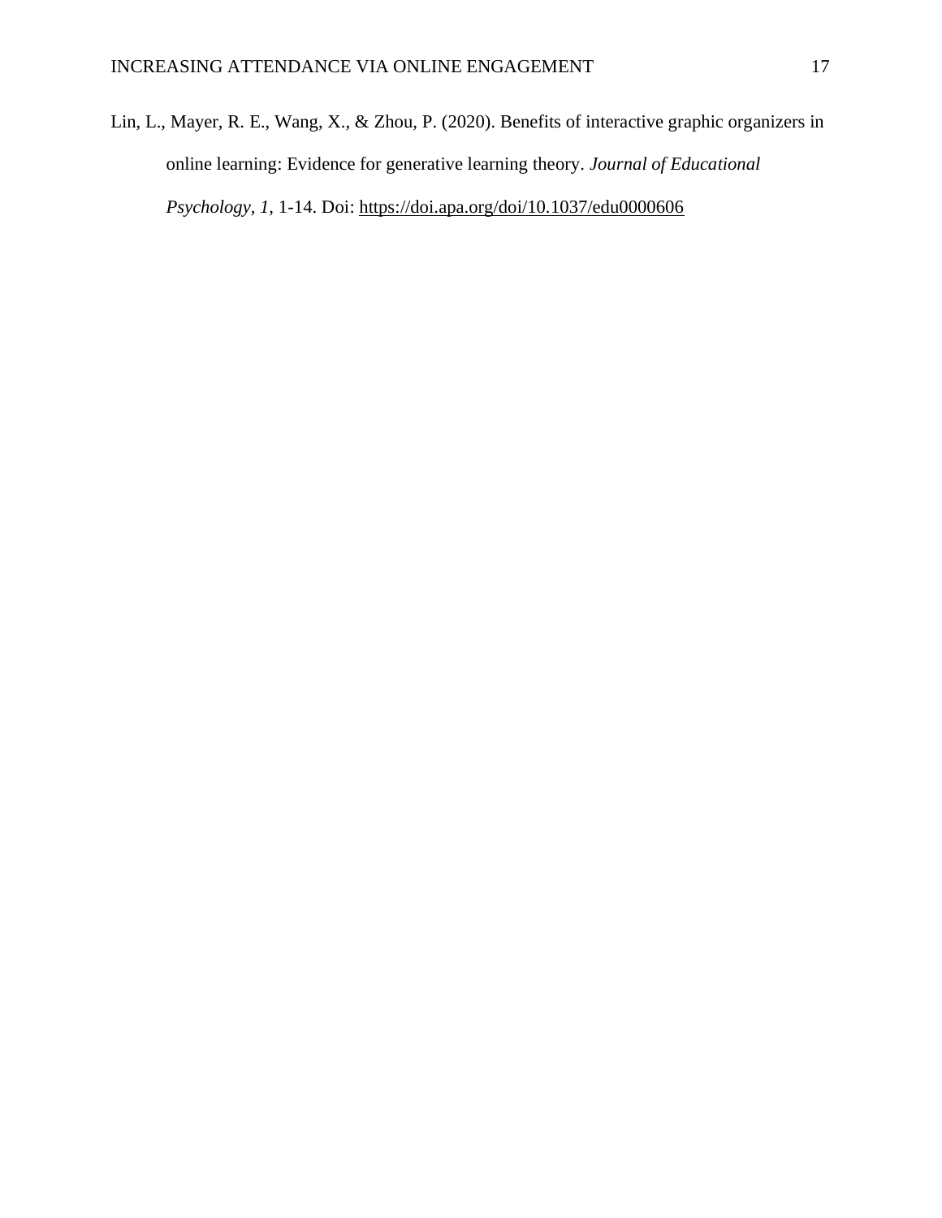Lin, L., Mayer, R. E., Wang, X., & Zhou, P. (2020). Benefits of interactive graphic organizers in online learning: Evidence for generative learning theory. *Journal of Educational Psychology, 1*, 1-14. Doi: https://doi.apa.org/doi/10.1037/edu0000606